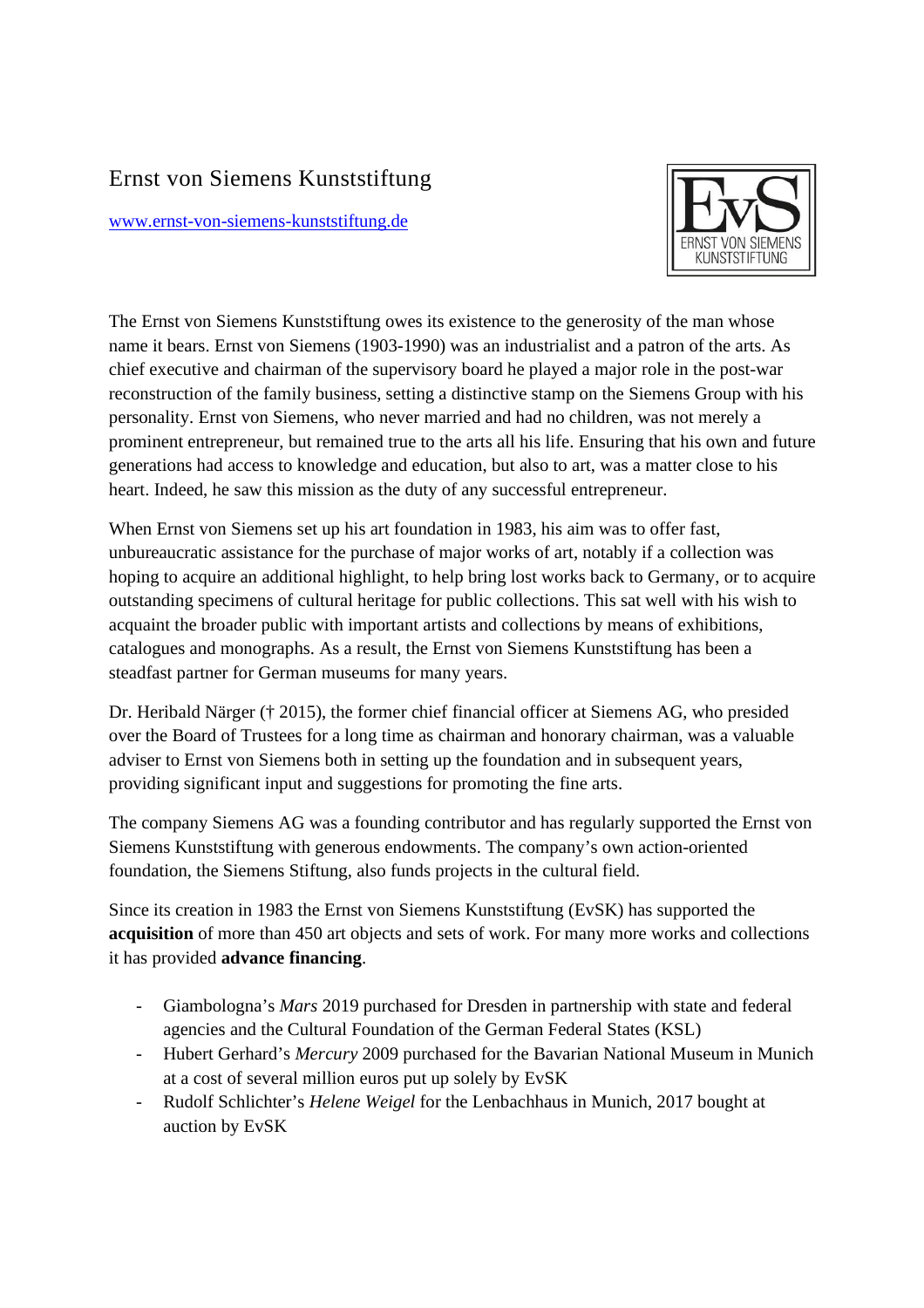# Ernst von Siemens Kunststiftung

www.ernst-von-siemens-kunststiftung.de

EvS ERNST VON SIEMENS KUNSTSTIFTUNG

The Ernst von Siemens Kunststiftung owes its existence to the generosity of the man whose name it bears. Ernst von Siemens (1903-1990) was an industrialist and a patron of the arts. As chief executive and chairman of the supervisory board he played a major role in the post-war reconstruction of the family business, setting a distinctive stamp on the Siemens Group with his personality. Ernst von Siemens, who never married and had no children, was not merely a prominent entrepreneur, but remained true to the arts all his life. Ensuring that his own and future generations had access to knowledge and education, but also to art, was a matter close to his heart. Indeed, he saw this mission as the duty of any successful entrepreneur.

When Ernst von Siemens set up his art foundation in 1983, his aim was to offer fast, unbureaucratic assistance for the purchase of major works of art, notably if a collection was hoping to acquire an additional highlight, to help bring lost works back to Germany, or to acquire outstanding specimens of cultural heritage for public collections. This sat well with his wish to acquaint the broader public with important artists and collections by means of exhibitions, catalogues and monographs. As a result, the Ernst von Siemens Kunststiftung has been a steadfast partner for German museums for many years.

Dr. Heribald Närger († 2015), the former chief financial officer at Siemens AG, who presided over the Board of Trustees for a long time as chairman and honorary chairman, was a valuable adviser to Ernst von Siemens both in setting up the foundation and in subsequent years, providing significant input and suggestions for promoting the fine arts.

The company Siemens AG was a founding contributor and has regularly supported the Ernst von Siemens Kunststiftung with generous endowments. The company's own action-oriented foundation, the Siemens Stiftung, also funds projects in the cultural field.

Since its creation in 1983 the Ernst von Siemens Kunststiftung (EvSK) has supported the **acquisition** of more than 450 art objects and sets of work. For many more works and collections it has provided **advance financing**.

- Giambologna's *Mars* 2019 purchased for Dresden in partnership with state and federal agencies and the Cultural Foundation of the German Federal States (KSL)
- Hubert Gerhard's *Mercury* 2009 purchased for the Bavarian National Museum in Munich at a cost of several million euros put up solely by EvSK
- Rudolf Schlichter's *Helene Weigel* for the Lenbachhaus in Munich, 2017 bought at auction by EvSK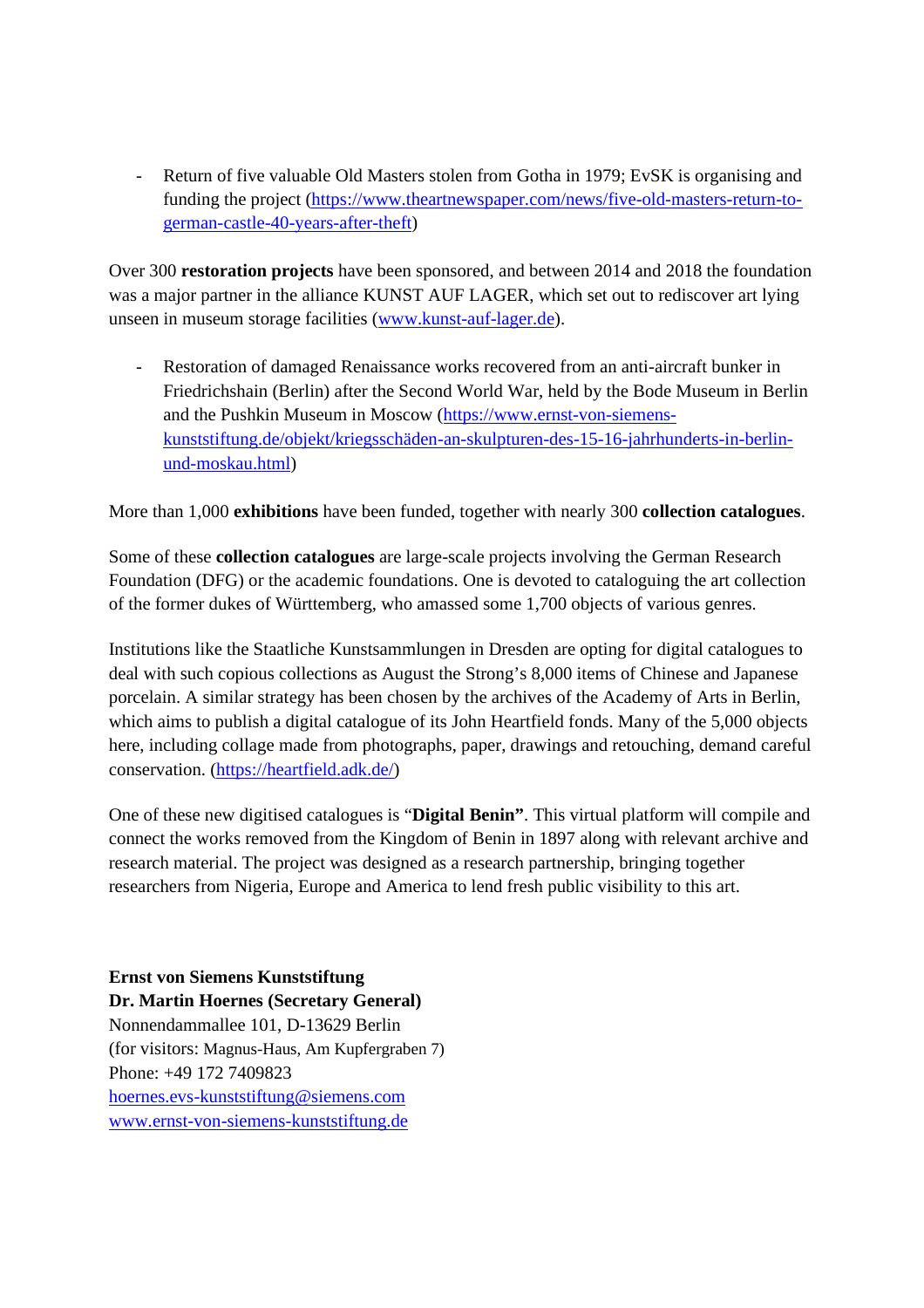- Return of five valuable Old Masters stolen from Gotha in 1979; EvSK is organising and funding the project (https://www.theartnewspaper.com/news/five-old-masters-return-to-german-castle-40-years-after-theft)

Over 300 **restoration projects** have been sponsored, and between 2014 and 2018 the foundation was a major partner in the alliance KUNST AUF LAGER, which set out to rediscover art lying unseen in museum storage facilities (www.kunst-auf-lager.de).

- Restoration of damaged Renaissance works recovered from an anti-aircraft bunker in Friedrichshain (Berlin) after the Second World War, held by the Bode Museum in Berlin and the Pushkin Museum in Moscow (https://www.ernst-von-siemens-kunststiftung.de/objekt/kriegsschäden-an-skulpturen-des-15-16-jahrhunderts-in-berlin-und-moskau.html)

More than 1,000 **exhibitions** have been funded, together with nearly 300 **collection catalogues**.

Some of these **collection catalogues** are large-scale projects involving the German Research Foundation (DFG) or the academic foundations. One is devoted to cataloguing the art collection of the former dukes of Württemberg, who amassed some 1,700 objects of various genres.

Institutions like the Staatliche Kunstsammlungen in Dresden are opting for digital catalogues to deal with such copious collections as August the Strong's 8,000 items of Chinese and Japanese porcelain. A similar strategy has been chosen by the archives of the Academy of Arts in Berlin, which aims to publish a digital catalogue of its John Heartfield fonds. Many of the 5,000 objects here, including collage made from photographs, paper, drawings and retouching, demand careful conservation. (https://heartfield.adk.de/)

One of these new digitised catalogues is "**Digital Benin**". This virtual platform will compile and connect the works removed from the Kingdom of Benin in 1897 along with relevant archive and research material. The project was designed as a research partnership, bringing together researchers from Nigeria, Europe and America to lend fresh public visibility to this art.

**Ernst von Siemens Kunststiftung**
**Dr. Martin Hoernes (Secretary General)**
Nonnendammallee 101, D-13629 Berlin
(for visitors: Magnus-Haus, Am Kupfergraben 7)
Phone: +49 172 7409823
hoernes.evs-kunststiftung@siemens.com
www.ernst-von-siemens-kunststiftung.de